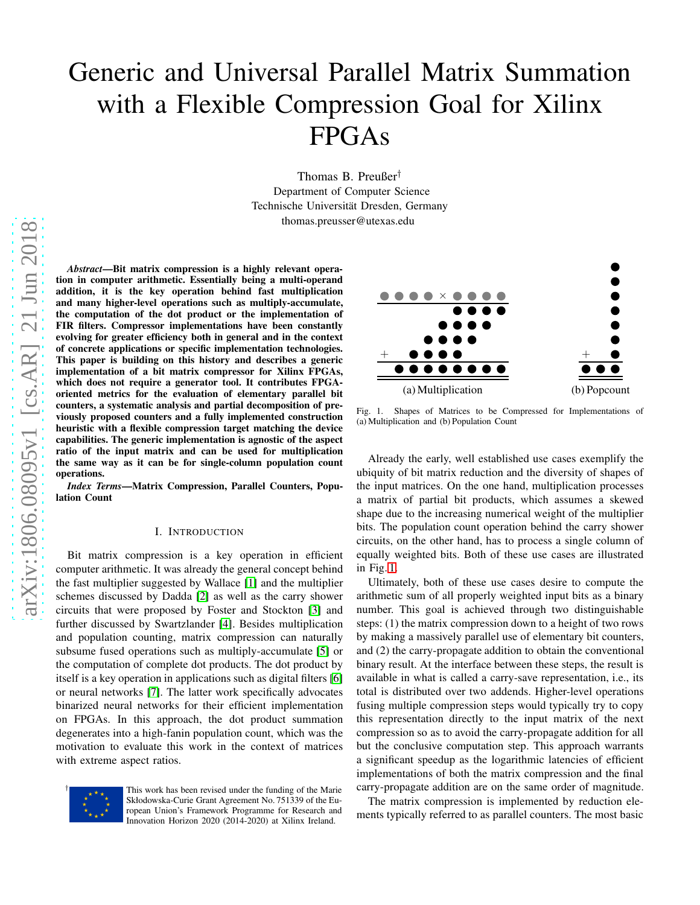# Generic and Universal Parallel Matrix Summation with a Flexible Compression Goal for Xilinx FPGAs

Thomas B. Preußer[†]
Department of Computer Science
Technische Universität Dresden, Germany
thomas.preusser@utexas.edu

***Abstract*—Bit matrix compression is a highly relevant operation in computer arithmetic. Essentially being a multi-operand addition, it is the key operation behind fast multiplication and many higher-level operations such as multiply-accumulate, the computation of the dot product or the implementation of FIR filters. Compressor implementations have been constantly evolving for greater efficiency both in general and in the context of concrete applications or specific implementation technologies. This paper is building on this history and describes a generic implementation of a bit matrix compressor for Xilinx FPGAs, which does not require a generator tool. It contributes FPGA-oriented metrics for the evaluation of elementary parallel bit counters, a systematic analysis and partial decomposition of previously proposed counters and a fully implemented construction heuristic with a flexible compression target matching the device capabilities. The generic implementation is agnostic of the aspect ratio of the input matrix and can be used for multiplication the same way as it can be for single-column population count operations.**

***Index Terms*—Matrix Compression, Parallel Counters, Population Count**

## I. Introduction

Bit matrix compression is a key operation in efficient computer arithmetic. It was already the general concept behind the fast multiplier suggested by Wallace [1] and the multiplier schemes discussed by Dadda [2] as well as the carry shower circuits that were proposed by Foster and Stockton [3] and further discussed by Swartzlander [4]. Besides multiplication and population counting, matrix compression can naturally subsume fused operations such as multiply-accumulate [5] or the computation of complete dot products. The dot product by itself is a key operation in applications such as digital filters [6] or neural networks [7]. The latter work specifically advocates binarized neural networks for their efficient implementation on FPGAs. In this approach, the dot product summation degenerates into a high-fanin population count, which was the motivation to evaluate this work in the context of matrices with extreme aspect ratios.

Fig. 1. Shapes of Matrices to be Compressed for Implementations of (a) Multiplication and (b) Population Count

Already the early, well established use cases exemplify the ubiquity of bit matrix reduction and the diversity of shapes of the input matrices. On the one hand, multiplication processes a matrix of partial bit products, which assumes a skewed shape due to the increasing numerical weight of the multiplier bits. The population count operation behind the carry shower circuits, on the other hand, has to process a single column of equally weighted bits. Both of these use cases are illustrated in Fig. 1.

Ultimately, both of these use cases desire to compute the arithmetic sum of all properly weighted input bits as a binary number. This goal is achieved through two distinguishable steps: (1) the matrix compression down to a height of two rows by making a massively parallel use of elementary bit counters, and (2) the carry-propagate addition to obtain the conventional binary result. At the interface between these steps, the result is available in what is called a carry-save representation, i.e., its total is distributed over two addends. Higher-level operations fusing multiple compression steps would typically try to copy this representation directly to the input matrix of the next compression so as to avoid the carry-propagate addition for all but the conclusive computation step. This approach warrants a significant speedup as the logarithmic latencies of efficient implementations of both the matrix compression and the final carry-propagate addition are on the same order of magnitude.

The matrix compression is implemented by reduction elements typically referred to as parallel counters. The most basic

[†] This work has been revised under the funding of the Marie Skłodowska-Curie Grant Agreement No. 751339 of the European Union's Framework Programme for Research and Innovation Horizon 2020 (2014-2020) at Xilinx Ireland.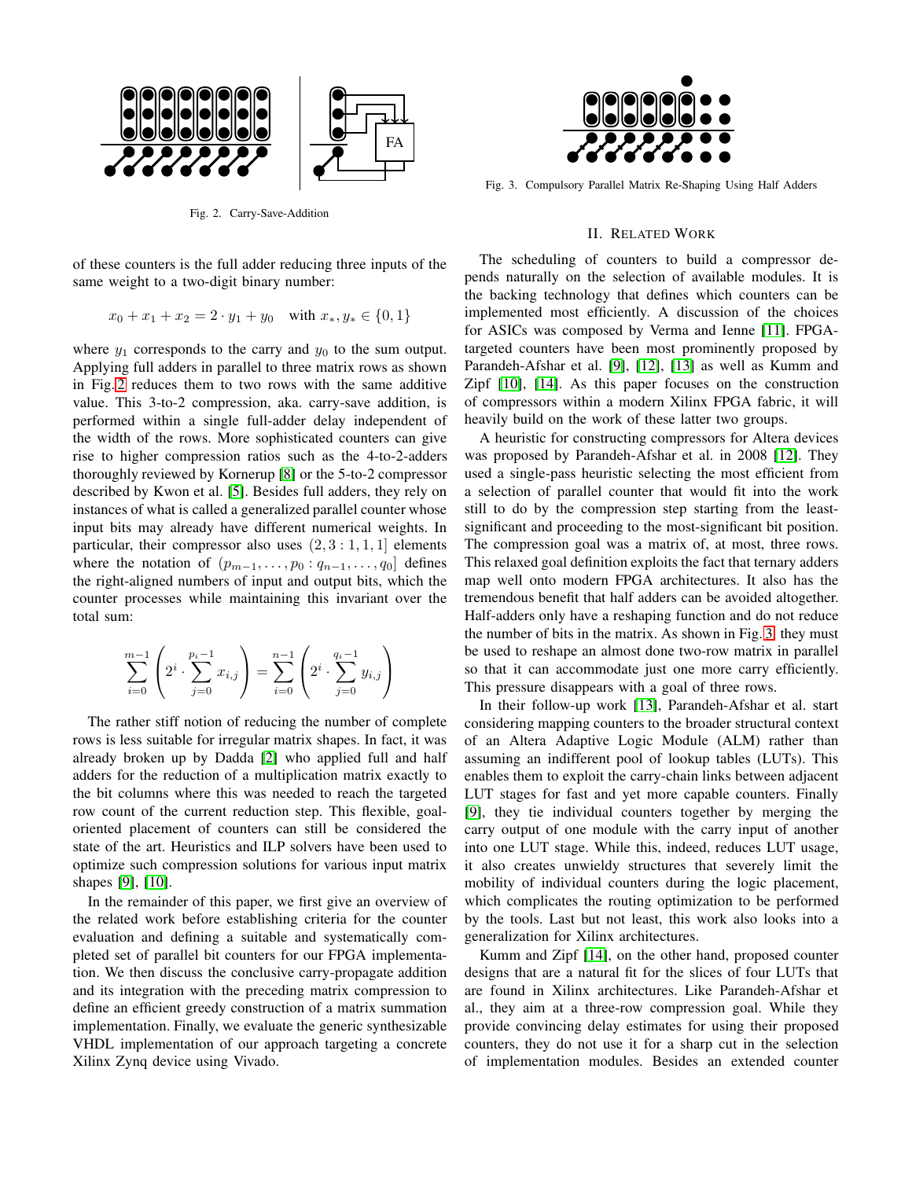Fig. 2. Carry-Save-Addition

Fig. 3. Compulsory Parallel Matrix Re-Shaping Using Half Adders

of these counters is the full adder reducing three inputs of the same weight to a two-digit binary number:

$$x_0 + x_1 + x_2 = 2 \cdot y_1 + y_0 \quad \text{with } x_*, y_* \in \{0, 1\}$$

where $y_1$ corresponds to the carry and $y_0$ to the sum output. Applying full adders in parallel to three matrix rows as shown in Fig. 2 reduces them to two rows with the same additive value. This 3-to-2 compression, aka. carry-save addition, is performed within a single full-adder delay independent of the width of the rows. More sophisticated counters can give rise to higher compression ratios such as the 4-to-2-adders thoroughly reviewed by Kornerup [8] or the 5-to-2 compressor described by Kwon et al. [5]. Besides full adders, they rely on instances of what is called a generalized parallel counter whose input bits may already have different numerical weights. In particular, their compressor also uses $(2, 3 : 1, 1, 1]$ elements where the notation of $(p_{m-1}, \ldots, p_0 : q_{n-1}, \ldots, q_0]$ defines the right-aligned numbers of input and output bits, which the counter processes while maintaining this invariant over the total sum:

$$\sum_{i=0}^{m-1} \left( 2^i \cdot \sum_{j=0}^{p_i - 1} x_{i,j} \right) = \sum_{i=0}^{n-1} \left( 2^i \cdot \sum_{j=0}^{q_i - 1} y_{i,j} \right)$$

The rather stiff notion of reducing the number of complete rows is less suitable for irregular matrix shapes. In fact, it was already broken up by Dadda [2] who applied full and half adders for the reduction of a multiplication matrix exactly to the bit columns where this was needed to reach the targeted row count of the current reduction step. This flexible, goal-oriented placement of counters can still be considered the state of the art. Heuristics and ILP solvers have been used to optimize such compression solutions for various input matrix shapes [9], [10].

In the remainder of this paper, we first give an overview of the related work before establishing criteria for the counter evaluation and defining a suitable and systematically completed set of parallel bit counters for our FPGA implementation. We then discuss the conclusive carry-propagate addition and its integration with the preceding matrix compression to define an efficient greedy construction of a matrix summation implementation. Finally, we evaluate the generic synthesizable VHDL implementation of our approach targeting a concrete Xilinx Zynq device using Vivado.

## II. Related Work

The scheduling of counters to build a compressor depends naturally on the selection of available modules. It is the backing technology that defines which counters can be implemented most efficiently. A discussion of the choices for ASICs was composed by Verma and Ienne [11]. FPGA-targeted counters have been most prominently proposed by Parandeh-Afshar et al. [9], [12], [13] as well as Kumm and Zipf [10], [14]. As this paper focuses on the construction of compressors within a modern Xilinx FPGA fabric, it will heavily build on the work of these latter two groups.

A heuristic for constructing compressors for Altera devices was proposed by Parandeh-Afshar et al. in 2008 [12]. They used a single-pass heuristic selecting the most efficient from a selection of parallel counter that would fit into the work still to do by the compression step starting from the least-significant and proceeding to the most-significant bit position. The compression goal was a matrix of, at most, three rows. This relaxed goal definition exploits the fact that ternary adders map well onto modern FPGA architectures. It also has the tremendous benefit that half adders can be avoided altogether. Half-adders only have a reshaping function and do not reduce the number of bits in the matrix. As shown in Fig. 3, they must be used to reshape an almost done two-row matrix in parallel so that it can accommodate just one more carry efficiently. This pressure disappears with a goal of three rows.

In their follow-up work [13], Parandeh-Afshar et al. start considering mapping counters to the broader structural context of an Altera Adaptive Logic Module (ALM) rather than assuming an indifferent pool of lookup tables (LUTs). This enables them to exploit the carry-chain links between adjacent LUT stages for fast and yet more capable counters. Finally [9], they tie individual counters together by merging the carry output of one module with the carry input of another into one LUT stage. While this, indeed, reduces LUT usage, it also creates unwieldy structures that severely limit the mobility of individual counters during the logic placement, which complicates the routing optimization to be performed by the tools. Last but not least, this work also looks into a generalization for Xilinx architectures.

Kumm and Zipf [14], on the other hand, proposed counter designs that are a natural fit for the slices of four LUTs that are found in Xilinx architectures. Like Parandeh-Afshar et al., they aim at a three-row compression goal. While they provide convincing delay estimates for using their proposed counters, they do not use it for a sharp cut in the selection of implementation modules. Besides an extended counter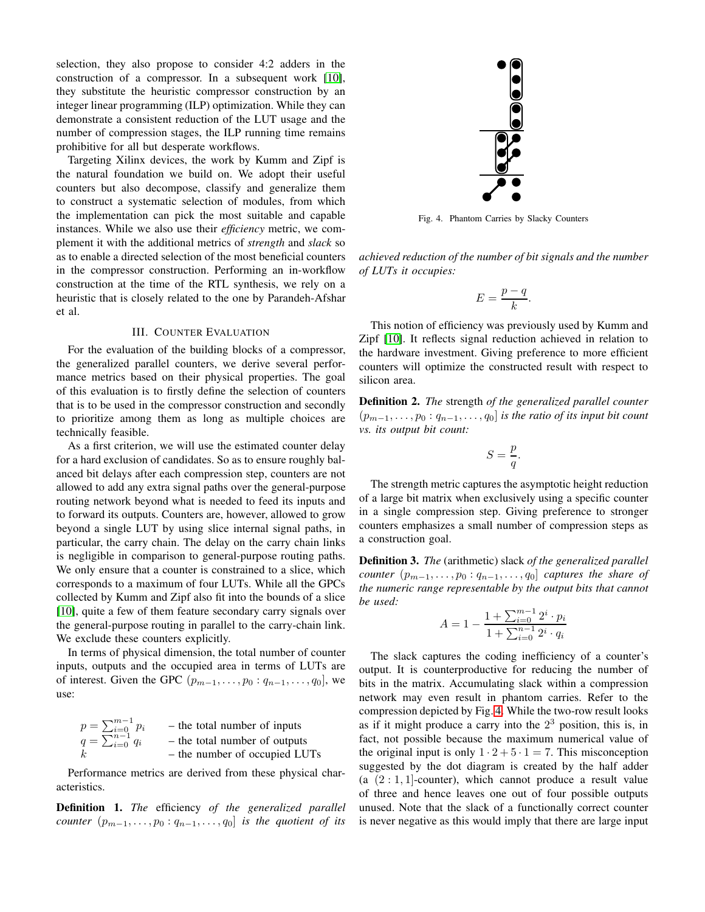selection, they also propose to consider 4:2 adders in the construction of a compressor. In a subsequent work [10], they substitute the heuristic compressor construction by an integer linear programming (ILP) optimization. While they can demonstrate a consistent reduction of the LUT usage and the number of compression stages, the ILP running time remains prohibitive for all but desperate workflows.

Targeting Xilinx devices, the work by Kumm and Zipf is the natural foundation we build on. We adopt their useful counters but also decompose, classify and generalize them to construct a systematic selection of modules, from which the implementation can pick the most suitable and capable instances. While we also use their *efficiency* metric, we complement it with the additional metrics of *strength* and *slack* so as to enable a directed selection of the most beneficial counters in the compressor construction. Performing an in-workflow construction at the time of the RTL synthesis, we rely on a heuristic that is closely related to the one by Parandeh-Afshar et al.

## III. Counter Evaluation

For the evaluation of the building blocks of a compressor, the generalized parallel counters, we derive several performance metrics based on their physical properties. The goal of this evaluation is to firstly define the selection of counters that is to be used in the compressor construction and secondly to prioritize among them as long as multiple choices are technically feasible.

As a first criterion, we will use the estimated counter delay for a hard exclusion of candidates. So as to ensure roughly balanced bit delays after each compression step, counters are not allowed to add any extra signal paths over the general-purpose routing network beyond what is needed to feed its inputs and to forward its outputs. Counters are, however, allowed to grow beyond a single LUT by using slice internal signal paths, in particular, the carry chain. The delay on the carry chain links is negligible in comparison to general-purpose routing paths. We only ensure that a counter is constrained to a slice, which corresponds to a maximum of four LUTs. While all the GPCs collected by Kumm and Zipf also fit into the bounds of a slice [10], quite a few of them feature secondary carry signals over the general-purpose routing in parallel to the carry-chain link. We exclude these counters explicitly.

In terms of physical dimension, the total number of counter inputs, outputs and the occupied area in terms of LUTs are of interest. Given the GPC $(p_{m-1}, \ldots, p_0 : q_{n-1}, \ldots, q_0]$, we use:

$p = \sum_{i=0}^{m-1} p_i$ – the total number of inputs
$q = \sum_{i=0}^{n-1} q_i$ – the total number of outputs
$k$ – the number of occupied LUTs

Performance metrics are derived from these physical characteristics.

**Definition 1.** *The* efficiency *of the generalized parallel counter $(p_{m-1}, \ldots, p_0 : q_{n-1}, \ldots, q_0]$ is the quotient of its achieved reduction of the number of bit signals and the number of LUTs it occupies:*

$$E = \frac{p-q}{k}.$$

This notion of efficiency was previously used by Kumm and Zipf [10]. It reflects signal reduction achieved in relation to the hardware investment. Giving preference to more efficient counters will optimize the constructed result with respect to silicon area.

**Definition 2.** *The* strength *of the generalized parallel counter $(p_{m-1}, \ldots, p_0 : q_{n-1}, \ldots, q_0]$ is the ratio of its input bit count vs. its output bit count:*

$$S = \frac{p}{q}.$$

The strength metric captures the asymptotic height reduction of a large bit matrix when exclusively using a specific counter in a single compression step. Giving preference to stronger counters emphasizes a small number of compression steps as a construction goal.

**Definition 3.** *The* (arithmetic) slack *of the generalized parallel counter $(p_{m-1}, \ldots, p_0 : q_{n-1}, \ldots, q_0]$ captures the share of the numeric range representable by the output bits that cannot be used:*

$$A = 1 - \frac{1 + \sum_{i=0}^{m-1} 2^i \cdot p_i}{1 + \sum_{i=0}^{n-1} 2^i \cdot q_i}$$

The slack captures the coding inefficiency of a counter's output. It is counterproductive for reducing the number of bits in the matrix. Accumulating slack within a compression network may even result in phantom carries. Refer to the compression depicted by Fig. 4. While the two-row result looks as if it might produce a carry into the $2^3$ position, this is, in fact, not possible because the maximum numerical value of the original input is only $1 \cdot 2 + 5 \cdot 1 = 7$. This misconception suggested by the dot diagram is created by the half adder (a $(2 : 1, 1]$-counter), which cannot produce a result value of three and hence leaves one out of four possible outputs unused. Note that the slack of a functionally correct counter is never negative as this would imply that there are large input

Fig. 4. Phantom Carries by Slacky Counters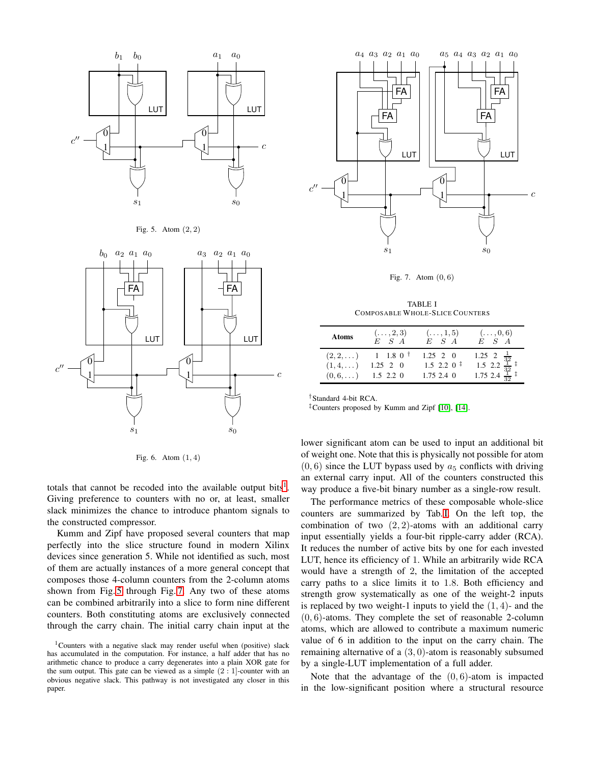Fig. 5. Atom $(2, 2)$

Fig. 6. Atom $(1, 4)$

Fig. 7. Atom $(0, 6)$

totals that cannot be recoded into the available output bits[1]. Giving preference to counters with no or, at least, smaller slack minimizes the chance to introduce phantom signals to the constructed compressor.

Kumm and Zipf have proposed several counters that map perfectly into the slice structure found in modern Xilinx devices since generation 5. While not identified as such, most of them are actually instances of a more general concept that composes those 4-column counters from the 2-column atoms shown from Fig. 5 through Fig. 7. Any two of these atoms can be combined arbitrarily into a slice to form nine different counters. Both constituting atoms are exclusively connected through the carry chain. The initial carry chain input at the lower significant atom can be used to input an additional bit of weight one. Note that this is physically not possible for atom $(0, 6)$ since the LUT bypass used by $a_5$ conflicts with driving an external carry input. All of the counters constructed this way produce a five-bit binary number as a single-row result.

TABLE I
COMPOSABLE WHOLE-SLICE COUNTERS

| Atoms | $(\dots, 2, 3)$ $E$ | $S$ | $A$ | $(\dots, 1, 5)$ $E$ | $S$ | $A$ | $(\dots, 0, 6)$ $E$ | $S$ | $A$ |
|---|---|---|---|---|---|---|---|---|---|
| $(2, 2, \dots)$ | 1 | 1.8 | 0 † | 1.25 | 2 | 0 | 1.25 | 2 | $\frac{1}{32}$ |
| $(1, 4, \dots)$ | 1.25 | 2 | 0 | 1.5 | 2.2 | 0 ‡ | 1.5 | 2.2 | $\frac{1}{32}$ ‡ |
| $(0, 6, \dots)$ | 1.5 | 2.2 | 0 | 1.75 | 2.4 | 0 | 1.75 | 2.4 | $\frac{1}{32}$ ‡ |

†Standard 4-bit RCA.
‡Counters proposed by Kumm and Zipf [10], [14].

The performance metrics of these composable whole-slice counters are summarized by Tab. I. On the left top, the combination of two $(2, 2)$-atoms with an additional carry input essentially yields a four-bit ripple-carry adder (RCA). It reduces the number of active bits by one for each invested LUT, hence its efficiency of 1. While an arbitrarily wide RCA would have a strength of 2, the limitation of the accepted carry paths to a slice limits it to 1.8. Both efficiency and strength grow systematically as one of the weight-2 inputs is replaced by two weight-1 inputs to yield the $(1, 4)$- and the $(0, 6)$-atoms. They complete the set of reasonable 2-column atoms, which are allowed to contribute a maximum numeric value of 6 in addition to the input on the carry chain. The remaining alternative of a $(3, 0)$-atom is reasonably subsumed by a single-LUT implementation of a full adder.

Note that the advantage of the $(0, 6)$-atom is impacted in the low-significant position where a structural resource

[1]Counters with a negative slack may render useful when (positive) slack has accumulated in the computation. For instance, a half adder that has no arithmetic chance to produce a carry degenerates into a plain XOR gate for the sum output. This gate can be viewed as a simple $(2 : 1]$-counter with an obvious negative slack. This pathway is not investigated any closer in this paper.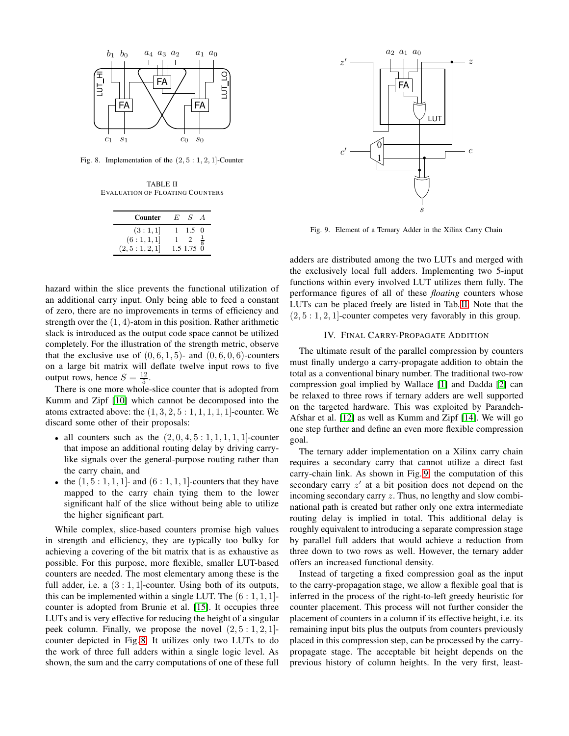Fig. 8. Implementation of the $(2, 5 : 1, 2, 1]$-Counter

TABLE II
EVALUATION OF FLOATING COUNTERS

| Counter | $E$ | $S$ | $A$ |
|---|---|---|---|
| $(3 : 1, 1]$ | 1 | 1.5 | 0 |
| $(6 : 1, 1, 1]$ | 1 | 2 | $\frac{1}{8}$ |
| $(2, 5 : 1, 2, 1]$ | 1.5 | 1.75 | 0 |

hazard within the slice prevents the functional utilization of an additional carry input. Only being able to feed a constant of zero, there are no improvements in terms of efficiency and strength over the $(1, 4)$-atom in this position. Rather arithmetic slack is introduced as the output code space cannot be utilized completely. For the illustration of the strength metric, observe that the exclusive use of $(0, 6, 1, 5)$- and $(0, 6, 0, 6)$-counters on a large bit matrix will deflate twelve input rows to five output rows, hence $S = \frac{12}{5}$.

There is one more whole-slice counter that is adopted from Kumm and Zipf [10] which cannot be decomposed into the atoms extracted above: the $(1, 3, 2, 5 : 1, 1, 1, 1, 1]$-counter. We discard some other of their proposals:

- all counters such as the $(2, 0, 4, 5 : 1, 1, 1, 1, 1]$-counter that impose an additional routing delay by driving carry-like signals over the general-purpose routing rather than the carry chain, and
- the $(1, 5 : 1, 1, 1]$- and $(6 : 1, 1, 1]$-counters that they have mapped to the carry chain tying them to the lower significant half of the slice without being able to utilize the higher significant part.

While complex, slice-based counters promise high values in strength and efficiency, they are typically too bulky for achieving a covering of the bit matrix that is as exhaustive as possible. For this purpose, more flexible, smaller LUT-based counters are needed. The most elementary among these is the full adder, i.e. a $(3 : 1, 1]$-counter. Using both of its outputs, this can be implemented within a single LUT. The $(6 : 1, 1, 1]$-counter is adopted from Brunie et al. [15]. It occupies three LUTs and is very effective for reducing the height of a singular peek column. Finally, we propose the novel $(2, 5 : 1, 2, 1]$-counter depicted in Fig. 8. It utilizes only two LUTs to do the work of three full adders within a single logic level. As shown, the sum and the carry computations of one of these full adders are distributed among the two LUTs and merged with the exclusively local full adders. Implementing two 5-input functions within every involved LUT utilizes them fully. The performance figures of all of these *floating* counters whose LUTs can be placed freely are listed in Tab. II. Note that the $(2, 5 : 1, 2, 1]$-counter competes very favorably in this group.

Fig. 9. Element of a Ternary Adder in the Xilinx Carry Chain

## IV. Final Carry-Propagate Addition

The ultimate result of the parallel compression by counters must finally undergo a carry-propagate addition to obtain the total as a conventional binary number. The traditional two-row compression goal implied by Wallace [1] and Dadda [2] can be relaxed to three rows if ternary adders are well supported on the targeted hardware. This was exploited by Parandeh-Afshar et al. [12] as well as Kumm and Zipf [14]. We will go one step further and define an even more flexible compression goal.

The ternary adder implementation on a Xilinx carry chain requires a secondary carry that cannot utilize a direct fast carry-chain link. As shown in Fig. 9, the computation of this secondary carry $z'$ at a bit position does not depend on the incoming secondary carry $z$. Thus, no lengthy and slow combinational path is created but rather only one extra intermediate routing delay is implied in total. This additional delay is roughly equivalent to introducing a separate compression stage by parallel full adders that would achieve a reduction from three down to two rows as well. However, the ternary adder offers an increased functional density.

Instead of targeting a fixed compression goal as the input to the carry-propagation stage, we allow a flexible goal that is inferred in the process of the right-to-left greedy heuristic for counter placement. This process will not further consider the placement of counters in a column if its effective height, i.e. its remaining input bits plus the outputs from counters previously placed in this compression step, can be processed by the carry-propagate stage. The acceptable bit height depends on the previous history of column heights. In the very first, least-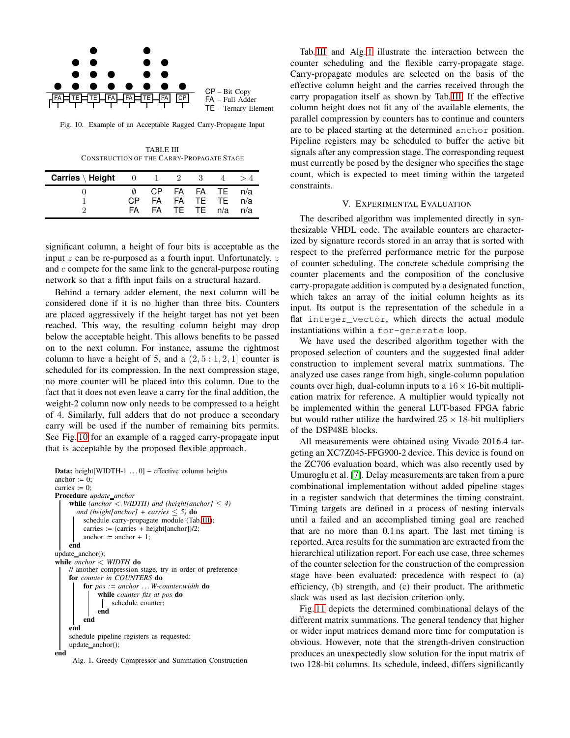CP – Bit Copy
FA – Full Adder
TE – Ternary Element

Fig. 10. Example of an Acceptable Ragged Carry-Propagate Input

TABLE III
CONSTRUCTION OF THE CARRY-PROPAGATE STAGE

| Carries \ Height | 0 | 1 | 2 | 3 | 4 | > 4 |
|---|---|---|---|---|---|---|
| 0 | $\emptyset$ | CP | FA | FA | TE | n/a |
| 1 | CP | FA | FA | TE | TE | n/a |
| 2 | FA | FA | TE | TE | n/a | n/a |

significant column, a height of four bits is acceptable as the input $z$ can be re-purposed as a fourth input. Unfortunately, $z$ and $c$ compete for the same link to the general-purpose routing network so that a fifth input fails on a structural hazard.

Behind a ternary adder element, the next column will be considered done if it is no higher than three bits. Counters are placed aggressively if the height target has not yet been reached. This way, the resulting column height may drop below the acceptable height. This allows benefits to be passed on to the next column. For instance, assume the rightmost column to have a height of 5, and a $(2, 5 : 1, 2, 1]$ counter is scheduled for its compression. In the next compression stage, no more counter will be placed into this column. Due to the fact that it does not even leave a carry for the final addition, the weight-2 column now only needs to be compressed to a height of 4. Similarly, full adders that do not produce a secondary carry will be used if the number of remaining bits permits. See Fig. 10 for an example of a ragged carry-propagate input that is acceptable by the proposed flexible approach.

```
Data: height[WIDTH-1 ...0] – effective column heights
anchor := 0;
carries := 0;
Procedure update_anchor
    while (anchor < WIDTH) and (height[anchor] ≤ 4)
      and (height[anchor] + carries ≤ 5) do
        schedule carry-propagate module (Tab. III);
        carries := (carries + height[anchor])/2;
        anchor := anchor + 1;
    end
update_anchor();
while anchor < WIDTH do
    // another compression stage, try in order of preference
    for counter in COUNTERS do
        for pos := anchor ... W-counter.width do
            while counter fits at pos do
                schedule counter;
            end
        end
    end
    schedule pipeline registers as requested;
    update_anchor();
end
```

Alg. 1. Greedy Compressor and Summation Construction

Tab. III and Alg. 1 illustrate the interaction between the counter scheduling and the flexible carry-propagate stage. Carry-propagate modules are selected on the basis of the effective column height and the carries received through the carry propagation itself as shown by Tab. III. If the effective column height does not fit any of the available elements, the parallel compression by counters has to continue and counters are to be placed starting at the determined `anchor` position. Pipeline registers may be scheduled to buffer the active bit signals after any compression stage. The corresponding request must currently be posed by the designer who specifies the stage count, which is expected to meet timing within the targeted constraints.

## V. EXPERIMENTAL EVALUATION

The described algorithm was implemented directly in synthesizable VHDL code. The available counters are characterized by signature records stored in an array that is sorted with respect to the preferred performance metric for the purpose of counter scheduling. The concrete schedule comprising the counter placements and the composition of the conclusive carry-propagate addition is computed by a designated function, which takes an array of the initial column heights as its input. Its output is the representation of the schedule in a flat `integer_vector`, which directs the actual module instantiations within a `for-generate` loop.

We have used the described algorithm together with the proposed selection of counters and the suggested final adder construction to implement several matrix summations. The analyzed use cases range from high, single-column population counts over high, dual-column inputs to a $16 \times 16$-bit multiplication matrix for reference. A multiplier would typically not be implemented within the general LUT-based FPGA fabric but would rather utilize the hardwired $25 \times 18$-bit multipliers of the DSP48E blocks.

All measurements were obtained using Vivado 2016.4 targeting an XC7Z045-FFG900-2 device. This device is found on the ZC706 evaluation board, which was also recently used by Umuroglu et al. [7]. Delay measurements are taken from a pure combinational implementation without added pipeline stages in a register sandwich that determines the timing constraint. Timing targets are defined in a process of nesting intervals until a failed and an accomplished timing goal are reached that are no more than 0.1 ns apart. The last met timing is reported. Area results for the summation are extracted from the hierarchical utilization report. For each use case, three schemes of the counter selection for the construction of the compression stage have been evaluated: precedence with respect to (a) efficiency, (b) strength, and (c) their product. The arithmetic slack was used as last decision criterion only.

Fig. 11 depicts the determined combinational delays of the different matrix summations. The general tendency that higher or wider input matrices demand more time for computation is obvious. However, note that the strength-driven construction produces an unexpectedly slow solution for the input matrix of two 128-bit columns. Its schedule, indeed, differs significantly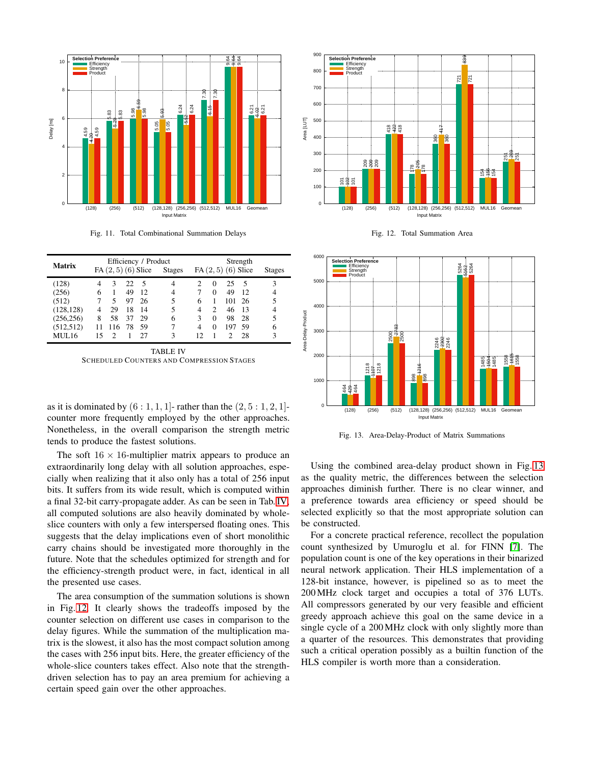Fig. 11. Total Combinational Summation Delays

Fig. 12. Total Summation Area

| Matrix | Efficiency / Product | | | | | Strength | | | | |
|---|---|---|---|---|---|---|---|---|---|---|
| | FA | (2, 5) | (6) | Slice | Stages | FA | (2, 5) | (6) | Slice | Stages |
| (128) | 4 | 3 | 22 | 5 | 4 | 2 | 0 | 25 | 5 | 3 |
| (256) | 6 | 1 | 49 | 12 | 4 | 7 | 0 | 49 | 12 | 4 |
| (512) | 7 | 5 | 97 | 26 | 5 | 6 | 1 | 101 | 26 | 5 |
| (128,128) | 4 | 29 | 18 | 14 | 5 | 4 | 2 | 46 | 13 | 4 |
| (256,256) | 8 | 58 | 37 | 29 | 6 | 3 | 0 | 98 | 28 | 5 |
| (512,512) | 11 | 116 | 78 | 59 | 7 | 4 | 0 | 197 | 59 | 6 |
| MUL16 | 15 | 2 | 1 | 27 | 3 | 12 | 1 | 2 | 28 | 3 |

TABLE IV
SCHEDULED COUNTERS AND COMPRESSION STAGES

as it is dominated by $(6 : 1, 1, 1]$- rather than the $(2, 5 : 1, 2, 1]$-counter more frequently employed by the other approaches. Nonetheless, in the overall comparison the strength metric tends to produce the fastest solutions.

The soft $16 \times 16$-multiplier matrix appears to produce an extraordinarily long delay with all solution approaches, especially when realizing that it also only has a total of 256 input bits. It suffers from its wide result, which is computed within a final 32-bit carry-propagate adder. As can be seen in Tab. IV, all computed solutions are also heavily dominated by whole-slice counters with only a few interspersed floating ones. This suggests that the delay implications even of short monolithic carry chains should be investigated more thoroughly in the future. Note that the schedules optimized for strength and for the efficiency-strength product were, in fact, identical in all the presented use cases.

The area consumption of the summation solutions is shown in Fig. 12. It clearly shows the tradeoffs imposed by the counter selection on different use cases in comparison to the delay figures. While the summation of the multiplication matrix is the slowest, it also has the most compact solution among the cases with 256 input bits. Here, the greater efficiency of the whole-slice counters takes effect. Also note that the strength-driven selection has to pay an area premium for achieving a certain speed gain over the other approaches.

Fig. 13. Area-Delay-Product of Matrix Summations

Using the combined area-delay product shown in Fig. 13 as the quality metric, the differences between the selection approaches diminish further. There is no clear winner, and a preference towards area efficiency or speed should be selected explicitly so that the most appropriate solution can be constructed.

For a concrete practical reference, recollect the population count synthesized by Umuroglu et al. for FINN [7]. The population count is one of the key operations in their binarized neural network application. Their HLS implementation of a 128-bit instance, however, is pipelined so as to meet the 200 MHz clock target and occupies a total of 376 LUTs. All compressors generated by our very feasible and efficient greedy approach achieve this goal on the same device in a single cycle of a 200 MHz clock with only slightly more than a quarter of the resources. This demonstrates that providing such a critical operation possibly as a builtin function of the HLS compiler is worth more than a consideration.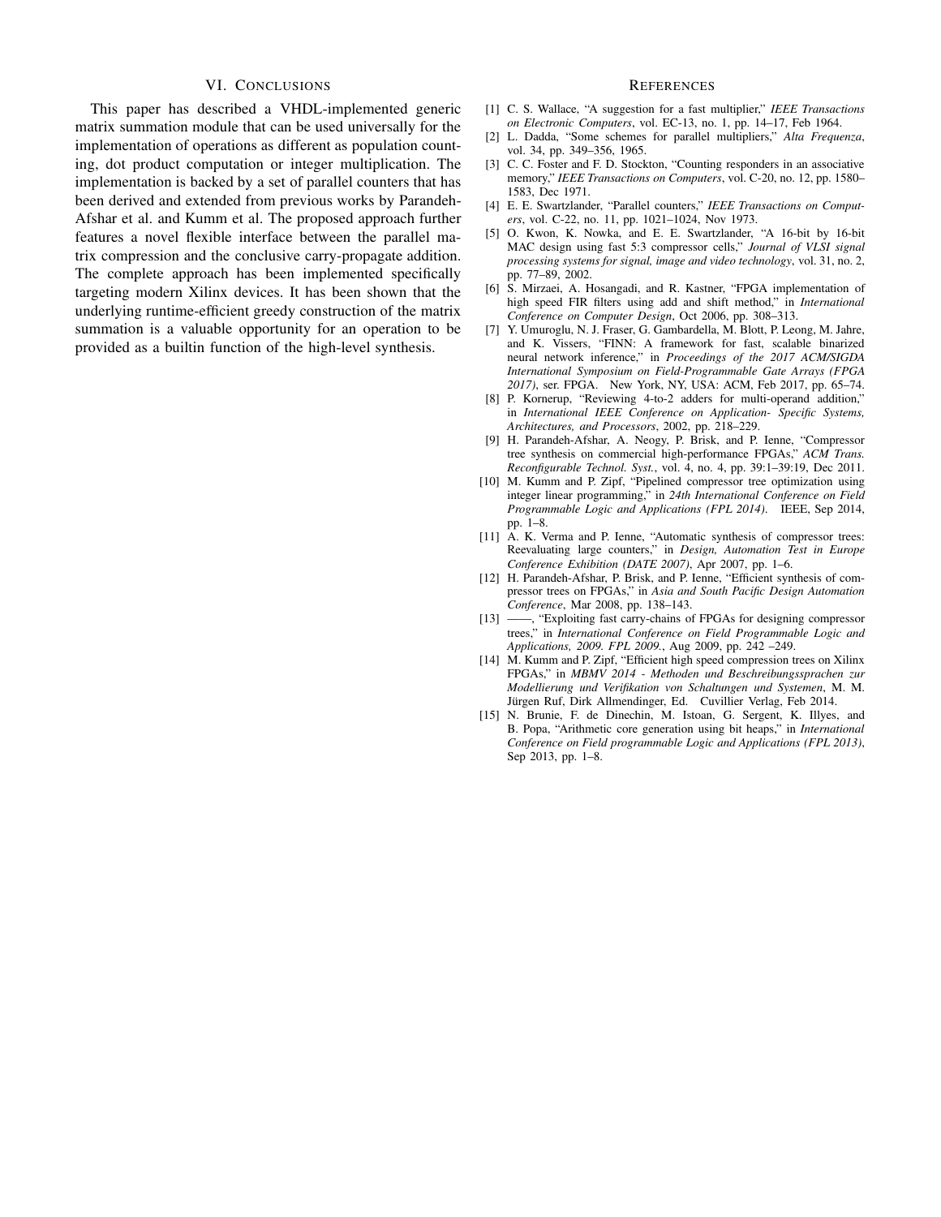## VI. Conclusions

This paper has described a VHDL-implemented generic matrix summation module that can be used universally for the implementation of operations as different as population counting, dot product computation or integer multiplication. The implementation is backed by a set of parallel counters that has been derived and extended from previous works by Parandeh-Afshar et al. and Kumm et al. The proposed approach further features a novel flexible interface between the parallel matrix compression and the conclusive carry-propagate addition. The complete approach has been implemented specifically targeting modern Xilinx devices. It has been shown that the underlying runtime-efficient greedy construction of the matrix summation is a valuable opportunity for an operation to be provided as a builtin function of the high-level synthesis.

## References

[1] C. S. Wallace, "A suggestion for a fast multiplier," *IEEE Transactions on Electronic Computers*, vol. EC-13, no. 1, pp. 14–17, Feb 1964.

[2] L. Dadda, "Some schemes for parallel multipliers," *Alta Frequenza*, vol. 34, pp. 349–356, 1965.

[3] C. C. Foster and F. D. Stockton, "Counting responders in an associative memory," *IEEE Transactions on Computers*, vol. C-20, no. 12, pp. 1580–1583, Dec 1971.

[4] E. E. Swartzlander, "Parallel counters," *IEEE Transactions on Computers*, vol. C-22, no. 11, pp. 1021–1024, Nov 1973.

[5] O. Kwon, K. Nowka, and E. E. Swartzlander, "A 16-bit by 16-bit MAC design using fast 5:3 compressor cells," *Journal of VLSI signal processing systems for signal, image and video technology*, vol. 31, no. 2, pp. 77–89, 2002.

[6] S. Mirzaei, A. Hosangadi, and R. Kastner, "FPGA implementation of high speed FIR filters using add and shift method," in *International Conference on Computer Design*, Oct 2006, pp. 308–313.

[7] Y. Umuroglu, N. J. Fraser, G. Gambardella, M. Blott, P. Leong, M. Jahre, and K. Vissers, "FINN: A framework for fast, scalable binarized neural network inference," in *Proceedings of the 2017 ACM/SIGDA International Symposium on Field-Programmable Gate Arrays (FPGA 2017)*, ser. FPGA. New York, NY, USA: ACM, Feb 2017, pp. 65–74.

[8] P. Kornerup, "Reviewing 4-to-2 adders for multi-operand addition," in *International IEEE Conference on Application- Specific Systems, Architectures, and Processors*, 2002, pp. 218–229.

[9] H. Parandeh-Afshar, A. Neogy, P. Brisk, and P. Ienne, "Compressor tree synthesis on commercial high-performance FPGAs," *ACM Trans. Reconfigurable Technol. Syst.*, vol. 4, no. 4, pp. 39:1–39:19, Dec 2011.

[10] M. Kumm and P. Zipf, "Pipelined compressor tree optimization using integer linear programming," in *24th International Conference on Field Programmable Logic and Applications (FPL 2014)*. IEEE, Sep 2014, pp. 1–8.

[11] A. K. Verma and P. Ienne, "Automatic synthesis of compressor trees: Reevaluating large counters," in *Design, Automation Test in Europe Conference Exhibition (DATE 2007)*, Apr 2007, pp. 1–6.

[12] H. Parandeh-Afshar, P. Brisk, and P. Ienne, "Efficient synthesis of compressor trees on FPGAs," in *Asia and South Pacific Design Automation Conference*, Mar 2008, pp. 138–143.

[13] ——, "Exploiting fast carry-chains of FPGAs for designing compressor trees," in *International Conference on Field Programmable Logic and Applications, 2009. FPL 2009.*, Aug 2009, pp. 242 –249.

[14] M. Kumm and P. Zipf, "Efficient high speed compression trees on Xilinx FPGAs," in *MBMV 2014 - Methoden und Beschreibungssprachen zur Modellierung und Verifikation von Schaltungen und Systemen*, M. M. Jürgen Ruf, Dirk Allmendinger, Ed. Cuvillier Verlag, Feb 2014.

[15] N. Brunie, F. de Dinechin, M. Istoan, G. Sergent, K. Illyes, and B. Popa, "Arithmetic core generation using bit heaps," in *International Conference on Field programmable Logic and Applications (FPL 2013)*, Sep 2013, pp. 1–8.